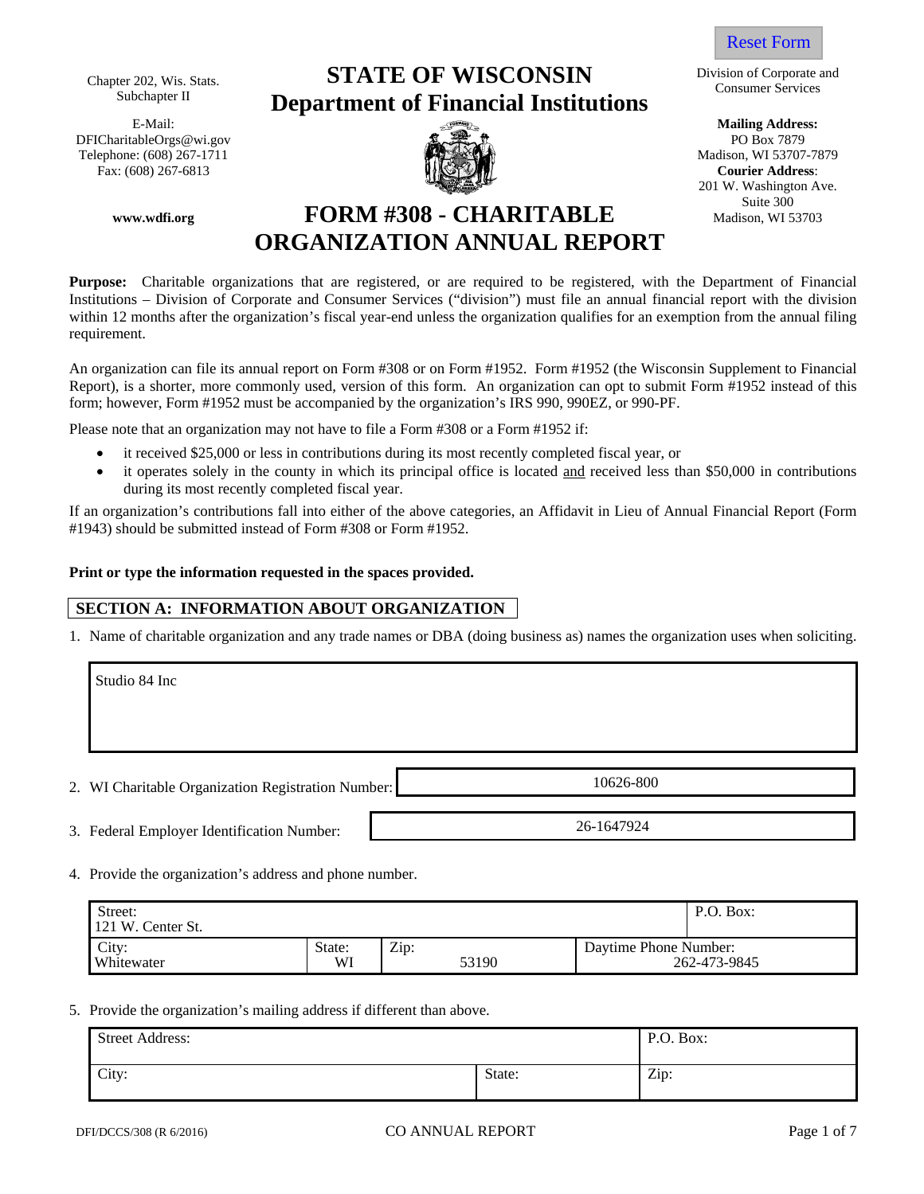Reset Form

Chapter 202, Wis. Stats.
Subchapter II

E-Mail:
DFICharitableOrgs@wi.gov
Telephone: (608) 267-1711
Fax: (608) 267-6813

www.wdfi.org

# STATE OF WISCONSIN
# Department of Financial Institutions

Division of Corporate and Consumer Services

**Mailing Address:**
PO Box 7879
Madison, WI 53707-7879

**Courier Address**:
201 W. Washington Ave.
Suite 300
Madison, WI 53703

# FORM #308 - CHARITABLE ORGANIZATION ANNUAL REPORT

**Purpose:** Charitable organizations that are registered, or are required to be registered, with the Department of Financial Institutions – Division of Corporate and Consumer Services ("division") must file an annual financial report with the division within 12 months after the organization's fiscal year-end unless the organization qualifies for an exemption from the annual filing requirement.

An organization can file its annual report on Form #308 or on Form #1952. Form #1952 (the Wisconsin Supplement to Financial Report), is a shorter, more commonly used, version of this form. An organization can opt to submit Form #1952 instead of this form; however, Form #1952 must be accompanied by the organization's IRS 990, 990EZ, or 990-PF.

Please note that an organization may not have to file a Form #308 or a Form #1952 if:

- it received $25,000 or less in contributions during its most recently completed fiscal year, or
- it operates solely in the county in which its principal office is located and received less than $50,000 in contributions during its most recently completed fiscal year.

If an organization's contributions fall into either of the above categories, an Affidavit in Lieu of Annual Financial Report (Form #1943) should be submitted instead of Form #308 or Form #1952.

**Print or type the information requested in the spaces provided.**

## SECTION A: INFORMATION ABOUT ORGANIZATION

1. Name of charitable organization and any trade names or DBA (doing business as) names the organization uses when soliciting.

Studio 84 Inc

2. WI Charitable Organization Registration Number: 10626-800

3. Federal Employer Identification Number: 26-1647924

4. Provide the organization's address and phone number.

| Street: 121 W. Center St. | | | P.O. Box: |
|---|---|---|---|
| City: Whitewater | State: WI | Zip: 53190 | Daytime Phone Number: 262-473-9845 |

5. Provide the organization's mailing address if different than above.

| Street Address: | | P.O. Box: |
|---|---|---|
| City: | State: | Zip: |

DFI/DCCS/308 (R 6/2016) CO ANNUAL REPORT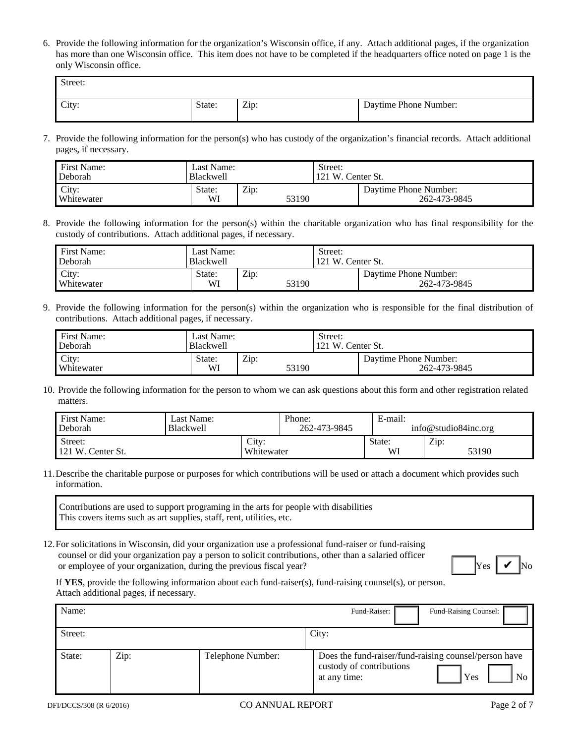6. Provide the following information for the organization's Wisconsin office, if any. Attach additional pages, if the organization has more than one Wisconsin office. This item does not have to be completed if the headquarters office noted on page 1 is the only Wisconsin office.

| Street: | | | |
|---|---|---|---|
| City: | State: | Zip: | Daytime Phone Number: |

7. Provide the following information for the person(s) who has custody of the organization's financial records. Attach additional pages, if necessary.

| First Name: Deborah | Last Name: Blackwell | | Street: 121 W. Center St. |
|---|---|---|---|
| City: Whitewater | State: WI | Zip: 53190 | Daytime Phone Number: 262-473-9845 |

8. Provide the following information for the person(s) within the charitable organization who has final responsibility for the custody of contributions. Attach additional pages, if necessary.

| First Name: Deborah | Last Name: Blackwell | | Street: 121 W. Center St. |
|---|---|---|---|
| City: Whitewater | State: WI | Zip: 53190 | Daytime Phone Number: 262-473-9845 |

9. Provide the following information for the person(s) within the organization who is responsible for the final distribution of contributions. Attach additional pages, if necessary.

| First Name: Deborah | Last Name: Blackwell | | Street: 121 W. Center St. |
|---|---|---|---|
| City: Whitewater | State: WI | Zip: 53190 | Daytime Phone Number: 262-473-9845 |

10. Provide the following information for the person to whom we can ask questions about this form and other registration related matters.

| First Name: Deborah | Last Name: Blackwell | Phone: 262-473-9845 | E-mail: info@studio84inc.org |
|---|---|---|---|
| Street: 121 W. Center St. | City: Whitewater | State: WI | Zip: 53190 |

11. Describe the charitable purpose or purposes for which contributions will be used or attach a document which provides such information.

Contributions are used to support programing in the arts for people with disabilities
This covers items such as art supplies, staff, rent, utilities, etc.

12. For solicitations in Wisconsin, did your organization use a professional fund-raiser or fund-raising counsel or did your organization pay a person to solicit contributions, other than a salaried officer or employee of your organization, during the previous fiscal year? ☐ Yes ☑ No

If **YES**, provide the following information about each fund-raiser(s), fund-raising counsel(s), or person. Attach additional pages, if necessary.

| Name: | | | Fund-Raiser: ☐ Fund-Raising Counsel: ☐ |
|---|---|---|---|
| Street: | | | City: |
| State: | Zip: | Telephone Number: | Does the fund-raiser/fund-raising counsel/person have custody of contributions at any time: ☐ Yes ☐ No |

DFI/DCCS/308 (R 6/2016) CO ANNUAL REPORT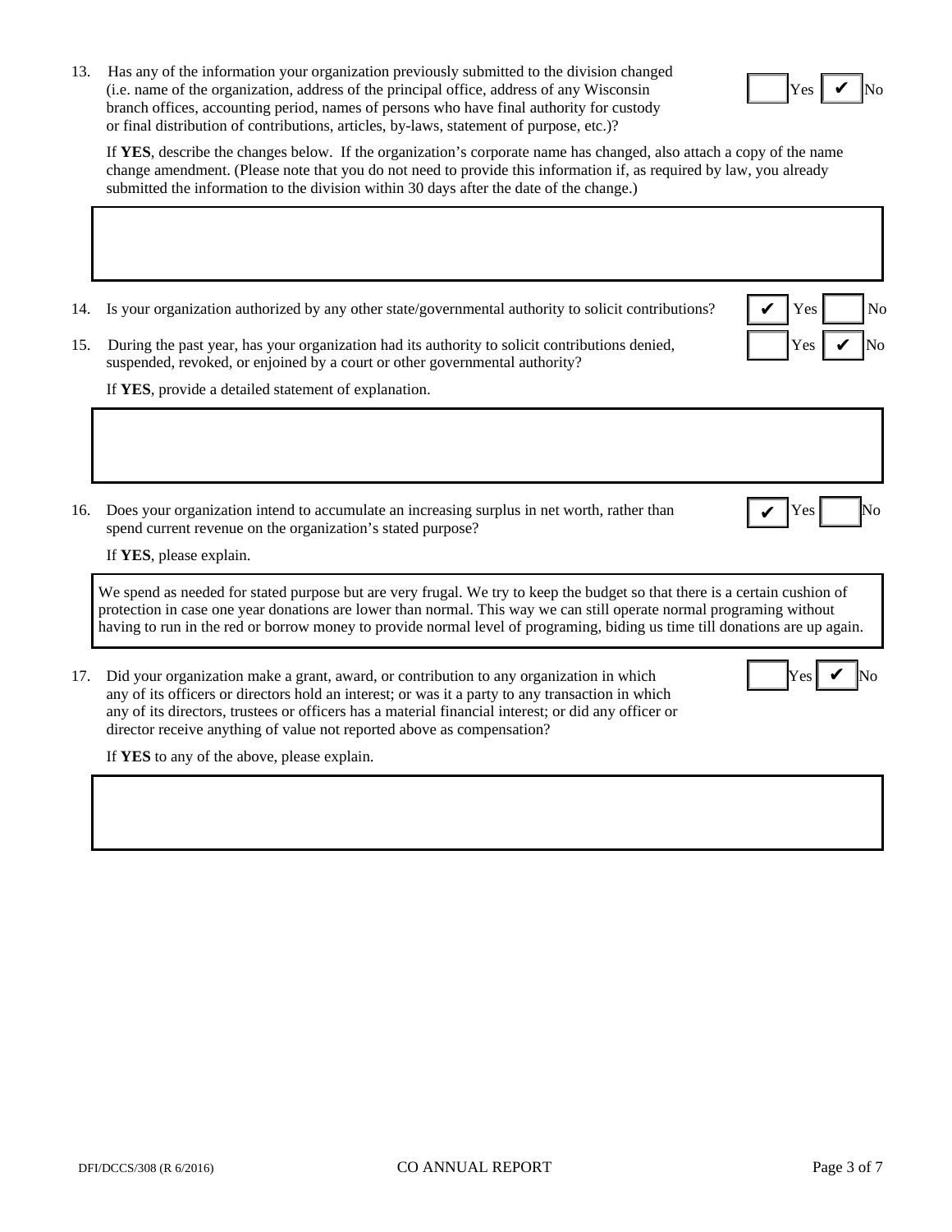13. Has any of the information your organization previously submitted to the division changed (i.e. name of the organization, address of the principal office, address of any Wisconsin branch offices, accounting period, names of persons who have final authority for custody or final distribution of contributions, articles, by-laws, statement of purpose, etc.)?

   ☐ Yes ☑ No

   If **YES**, describe the changes below. If the organization's corporate name has changed, also attach a copy of the name change amendment. (Please note that you do not need to provide this information if, as required by law, you already submitted the information to the division within 30 days after the date of the change.)

14. Is your organization authorized by any other state/governmental authority to solicit contributions?

   ☑ Yes ☐ No

15. During the past year, has your organization had its authority to solicit contributions denied, suspended, revoked, or enjoined by a court or other governmental authority?

   ☐ Yes ☑ No

   If **YES**, provide a detailed statement of explanation.

16. Does your organization intend to accumulate an increasing surplus in net worth, rather than spend current revenue on the organization's stated purpose?

   ☑ Yes ☐ No

   If **YES**, please explain.

   We spend as needed for stated purpose but are very frugal. We try to keep the budget so that there is a certain cushion of protection in case one year donations are lower than normal. This way we can still operate normal programing without having to run in the red or borrow money to provide normal level of programing, biding us time till donations are up again.

17. Did your organization make a grant, award, or contribution to any organization in which any of its officers or directors hold an interest; or was it a party to any transaction in which any of its directors, trustees or officers has a material financial interest; or did any officer or director receive anything of value not reported above as compensation?

   ☐ Yes ☑ No

   If **YES** to any of the above, please explain.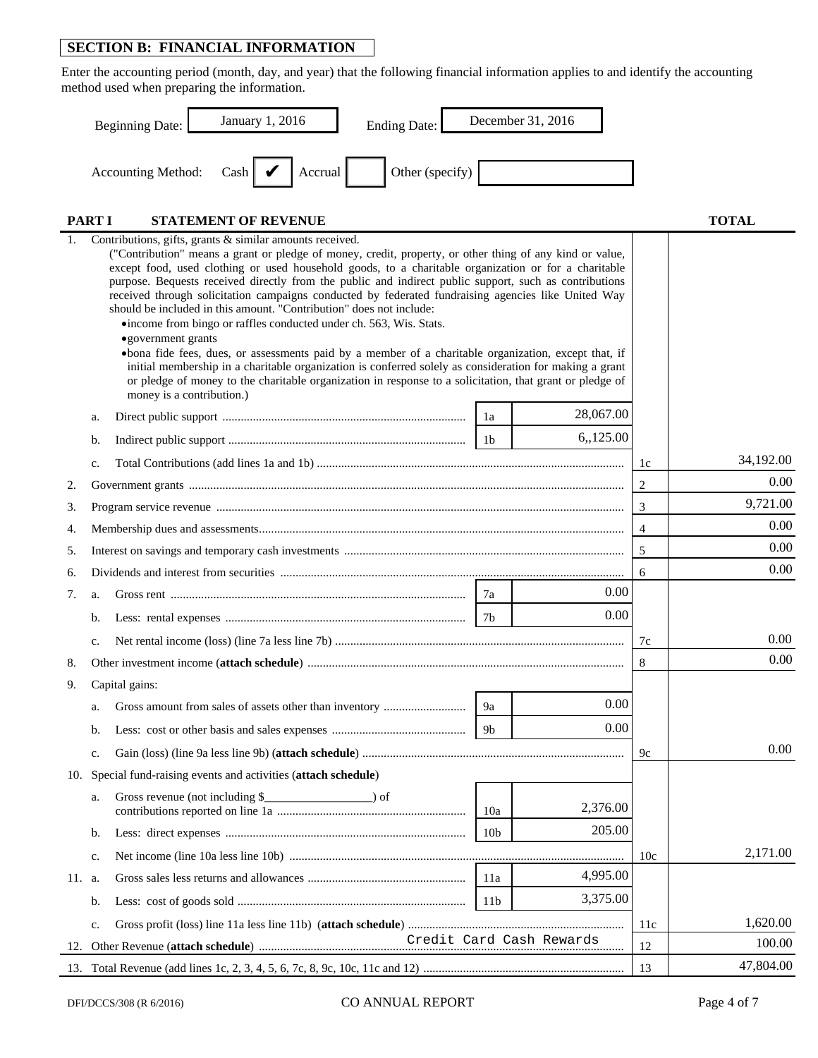## SECTION B: FINANCIAL INFORMATION

Enter the accounting period (month, day, and year) that the following financial information applies to and identify the accounting method used when preparing the information.

Beginning Date: January 1, 2016 Ending Date: December 31, 2016

Accounting Method: Cash ✔ Accrual ☐ Other (specify) ______

### PART I STATEMENT OF REVENUE

| | | | | | TOTAL |
|---|---|---|---|---|---|
| 1. | Contributions, gifts, grants & similar amounts received.<br>("Contribution" means a grant or pledge of money, credit, property, or other thing of any kind or value, except food, used clothing or used household goods, to a charitable organization or for a charitable purpose. Bequests received directly from the public and indirect public support, such as contributions received through solicitation campaigns conducted by federated fundraising agencies like United Way should be included in this amount. "Contribution" does not include:<br>• income from bingo or raffles conducted under ch. 563, Wis. Stats.<br>• government grants<br>• bona fide fees, dues, or assessments paid by a member of a charitable organization, except that, if initial membership in a charitable organization is conferred solely as consideration for making a grant or pledge of money to the charitable organization in response to a solicitation, that grant or pledge of money is a contribution.) | | | | |
| | a. Direct public support | 1a | 28,067.00 | | |
| | b. Indirect public support | 1b | 6,,125.00 | | |
| | c. Total Contributions (add lines 1a and 1b) | | | 1c | 34,192.00 |
| 2. | Government grants | | | 2 | 0.00 |
| 3. | Program service revenue | | | 3 | 9,721.00 |
| 4. | Membership dues and assessments | | | 4 | 0.00 |
| 5. | Interest on savings and temporary cash investments | | | 5 | 0.00 |
| 6. | Dividends and interest from securities | | | 6 | 0.00 |
| 7. | a. Gross rent | 7a | 0.00 | | |
| | b. Less: rental expenses | 7b | 0.00 | | |
| | c. Net rental income (loss) (line 7a less line 7b) | | | 7c | 0.00 |
| 8. | Other investment income (**attach schedule**) | | | 8 | 0.00 |
| 9. | Capital gains: | | | | |
| | a. Gross amount from sales of assets other than inventory | 9a | 0.00 | | |
| | b. Less: cost or other basis and sales expenses | 9b | 0.00 | | |
| | c. Gain (loss) (line 9a less line 9b) (**attach schedule**) | | | 9c | 0.00 |
| 10. | Special fund-raising events and activities (**attach schedule**) | | | | |
| | a. Gross revenue (not including $__________) of contributions reported on line 1a | 10a | 2,376.00 | | |
| | b. Less: direct expenses | 10b | 205.00 | | |
| | c. Net income (line 10a less line 10b) | | | 10c | 2,171.00 |
| 11. | a. Gross sales less returns and allowances | 11a | 4,995.00 | | |
| | b. Less: cost of goods sold | 11b | 3,375.00 | | |
| | c. Gross profit (loss) line 11a less line 11b) (**attach schedule**) | | | 11c | 1,620.00 |
| 12. | Other Revenue (**attach schedule**) Credit Card Cash Rewards | | | 12 | 100.00 |
| 13. | Total Revenue (add lines 1c, 2, 3, 4, 5, 6, 7c, 8, 9c, 10c, 11c and 12) | | | 13 | 47,804.00 |

DFI/DCCS/308 (R 6/2016) CO ANNUAL REPORT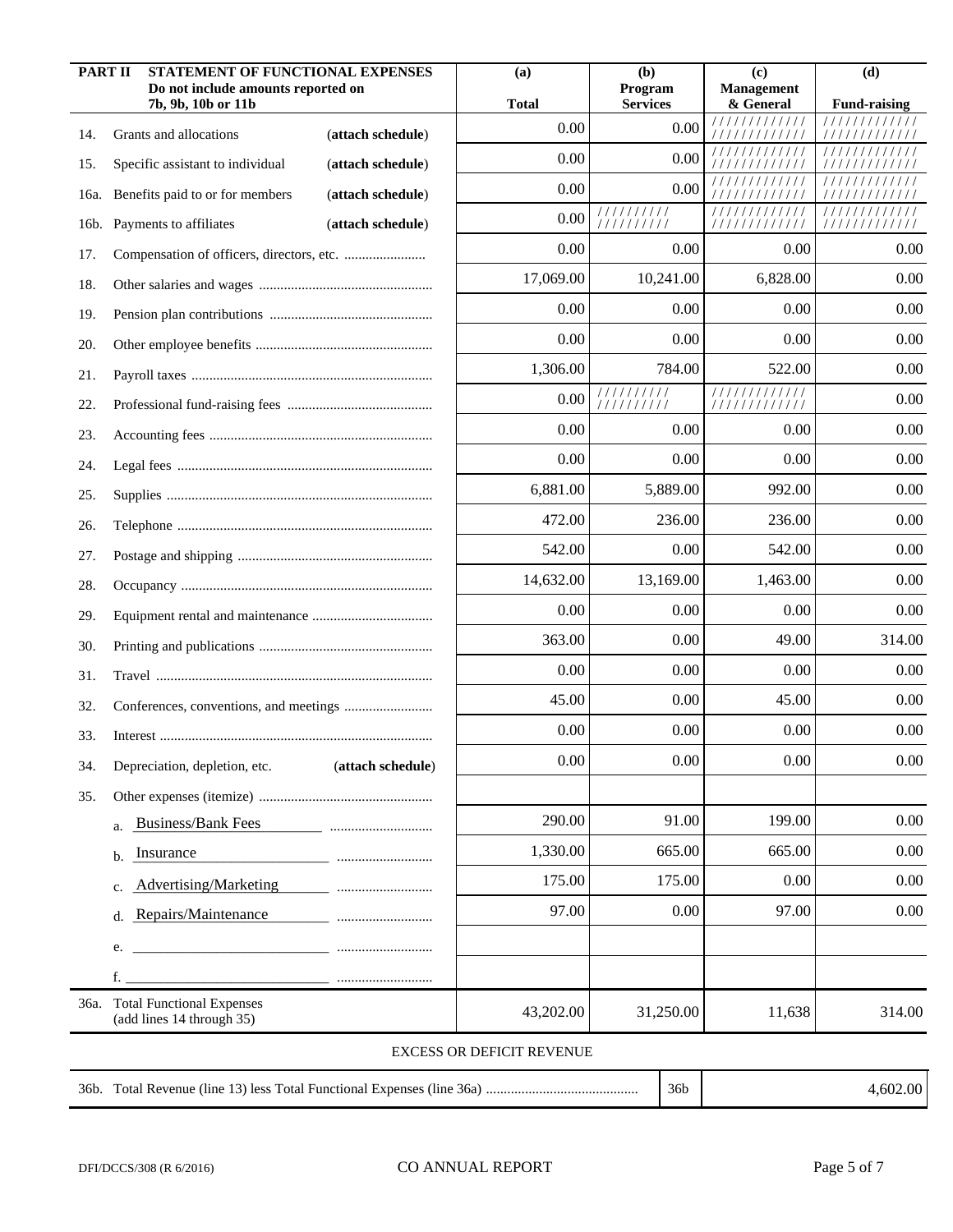| PART II | STATEMENT OF FUNCTIONAL EXPENSES<br>Do not include amounts reported on<br>7b, 9b, 10b or 11b | (a)<br>Total | (b)<br>Program<br>Services | (c)<br>Management<br>& General | (d)<br>Fund-raising |
|---|---|---|---|---|---|
| 14. | Grants and allocations (**attach schedule**) | 0.00 | 0.00 | ////////////// | ////////////// |
| 15. | Specific assistant to individual (**attach schedule**) | 0.00 | 0.00 | ////////////// | ////////////// |
| 16a. | Benefits paid to or for members (**attach schedule**) | 0.00 | 0.00 | ////////////// | ////////////// |
| 16b. | Payments to affiliates (**attach schedule**) | 0.00 | ////////// | ////////////// | ////////////// |
| 17. | Compensation of officers, directors, etc. | 0.00 | 0.00 | 0.00 | 0.00 |
| 18. | Other salaries and wages | 17,069.00 | 10,241.00 | 6,828.00 | 0.00 |
| 19. | Pension plan contributions | 0.00 | 0.00 | 0.00 | 0.00 |
| 20. | Other employee benefits | 0.00 | 0.00 | 0.00 | 0.00 |
| 21. | Payroll taxes | 1,306.00 | 784.00 | 522.00 | 0.00 |
| 22. | Professional fund-raising fees | 0.00 | ////////// | ////////////// | 0.00 |
| 23. | Accounting fees | 0.00 | 0.00 | 0.00 | 0.00 |
| 24. | Legal fees | 0.00 | 0.00 | 0.00 | 0.00 |
| 25. | Supplies | 6,881.00 | 5,889.00 | 992.00 | 0.00 |
| 26. | Telephone | 472.00 | 236.00 | 236.00 | 0.00 |
| 27. | Postage and shipping | 542.00 | 0.00 | 542.00 | 0.00 |
| 28. | Occupancy | 14,632.00 | 13,169.00 | 1,463.00 | 0.00 |
| 29. | Equipment rental and maintenance | 0.00 | 0.00 | 0.00 | 0.00 |
| 30. | Printing and publications | 363.00 | 0.00 | 49.00 | 314.00 |
| 31. | Travel | 0.00 | 0.00 | 0.00 | 0.00 |
| 32. | Conferences, conventions, and meetings | 45.00 | 0.00 | 45.00 | 0.00 |
| 33. | Interest | 0.00 | 0.00 | 0.00 | 0.00 |
| 34. | Depreciation, depletion, etc. (**attach schedule**) | 0.00 | 0.00 | 0.00 | 0.00 |
| 35. | Other expenses (itemize) | | | | |
| | a. Business/Bank Fees | 290.00 | 91.00 | 199.00 | 0.00 |
| | b. Insurance | 1,330.00 | 665.00 | 665.00 | 0.00 |
| | c. Advertising/Marketing | 175.00 | 175.00 | 0.00 | 0.00 |
| | d. Repairs/Maintenance | 97.00 | 0.00 | 97.00 | 0.00 |
| | e. | | | | |
| | f. | | | | |
| 36a. | Total Functional Expenses (add lines 14 through 35) | 43,202.00 | 31,250.00 | 11,638 | 314.00 |

EXCESS OR DEFICIT REVENUE

| | | | |
|---|---|---|---|
| 36b. | Total Revenue (line 13) less Total Functional Expenses (line 36a) | 36b | 4,602.00 |

DFI/DCCS/308 (R 6/2016) CO ANNUAL REPORT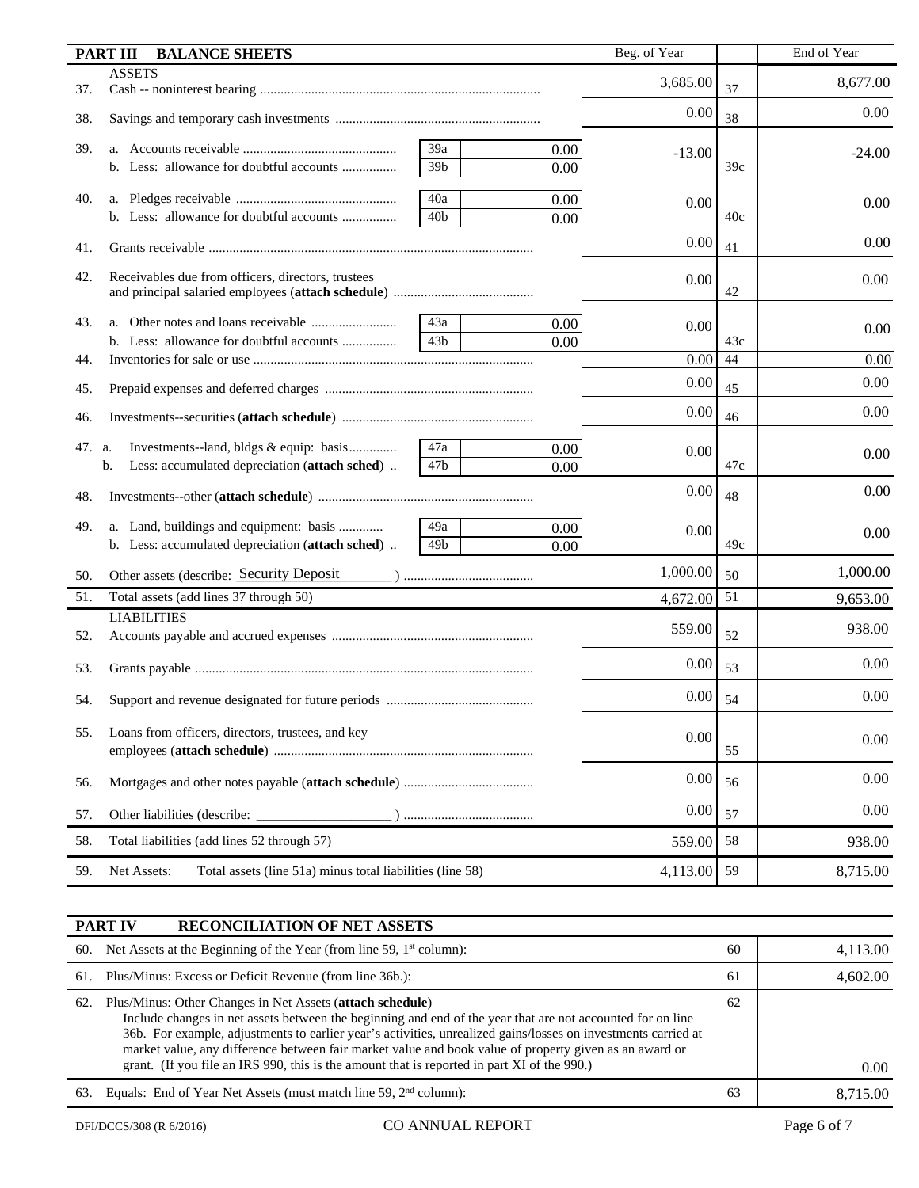## PART III BALANCE SHEETS

| | | | | Beg. of Year | | End of Year |
|---|---|---|---|---|---|---|
| | **ASSETS** | | | | | |
| 37. | Cash -- noninterest bearing | | | 3,685.00 | 37 | 8,677.00 |
| 38. | Savings and temporary cash investments | | | 0.00 | 38 | 0.00 |
| 39. | a. Accounts receivable | 39a | 0.00 | -13.00 | 39c | -24.00 |
| | b. Less: allowance for doubtful accounts | 39b | 0.00 | | | |
| 40. | a. Pledges receivable | 40a | 0.00 | 0.00 | 40c | 0.00 |
| | b. Less: allowance for doubtful accounts | 40b | 0.00 | | | |
| 41. | Grants receivable | | | 0.00 | 41 | 0.00 |
| 42. | Receivables due from officers, directors, trustees and principal salaried employees (**attach schedule**) | | | 0.00 | 42 | 0.00 |
| 43. | a. Other notes and loans receivable | 43a | 0.00 | 0.00 | 43c | 0.00 |
| | b. Less: allowance for doubtful accounts | 43b | 0.00 | | | |
| 44. | Inventories for sale or use | | | 0.00 | 44 | 0.00 |
| 45. | Prepaid expenses and deferred charges | | | 0.00 | 45 | 0.00 |
| 46. | Investments--securities (**attach schedule**) | | | 0.00 | 46 | 0.00 |
| 47. | a. Investments--land, bldgs & equip: basis | 47a | 0.00 | 0.00 | 47c | 0.00 |
| | b. Less: accumulated depreciation (**attach sched**) | 47b | 0.00 | | | |
| 48. | Investments--other (**attach schedule**) | | | 0.00 | 48 | 0.00 |
| 49. | a. Land, buildings and equipment: basis | 49a | 0.00 | 0.00 | 49c | 0.00 |
| | b. Less: accumulated depreciation (**attach sched**) | 49b | 0.00 | | | |
| 50. | Other assets (describe: Security Deposit) | | | 1,000.00 | 50 | 1,000.00 |
| 51. | Total assets (add lines 37 through 50) | | | 4,672.00 | 51 | 9,653.00 |
| | **LIABILITIES** | | | | | |
| 52. | Accounts payable and accrued expenses | | | 559.00 | 52 | 938.00 |
| 53. | Grants payable | | | 0.00 | 53 | 0.00 |
| 54. | Support and revenue designated for future periods | | | 0.00 | 54 | 0.00 |
| 55. | Loans from officers, directors, trustees, and key employees (**attach schedule**) | | | 0.00 | 55 | 0.00 |
| 56. | Mortgages and other notes payable (**attach schedule**) | | | 0.00 | 56 | 0.00 |
| 57. | Other liabilities (describe: ____________________ ) | | | 0.00 | 57 | 0.00 |
| 58. | Total liabilities (add lines 52 through 57) | | | 559.00 | 58 | 938.00 |
| 59. | Net Assets: Total assets (line 51a) minus total liabilities (line 58) | | | 4,113.00 | 59 | 8,715.00 |

## PART IV RECONCILIATION OF NET ASSETS

| | | | |
|---|---|---|---|
| 60. | Net Assets at the Beginning of the Year (from line 59, 1st column): | 60 | 4,113.00 |
| 61. | Plus/Minus: Excess or Deficit Revenue (from line 36b.): | 61 | 4,602.00 |
| 62. | Plus/Minus: Other Changes in Net Assets (**attach schedule**) Include changes in net assets between the beginning and end of the year that are not accounted for on line 36b. For example, adjustments to earlier year's activities, unrealized gains/losses on investments carried at market value, any difference between fair market value and book value of property given as an award or grant. (If you file an IRS 990, this is the amount that is reported in part XI of the 990.) | 62 | 0.00 |
| 63. | Equals: End of Year Net Assets (must match line 59, 2nd column): | 63 | 8,715.00 |

DFI/DCCS/308 (R 6/2016) CO ANNUAL REPORT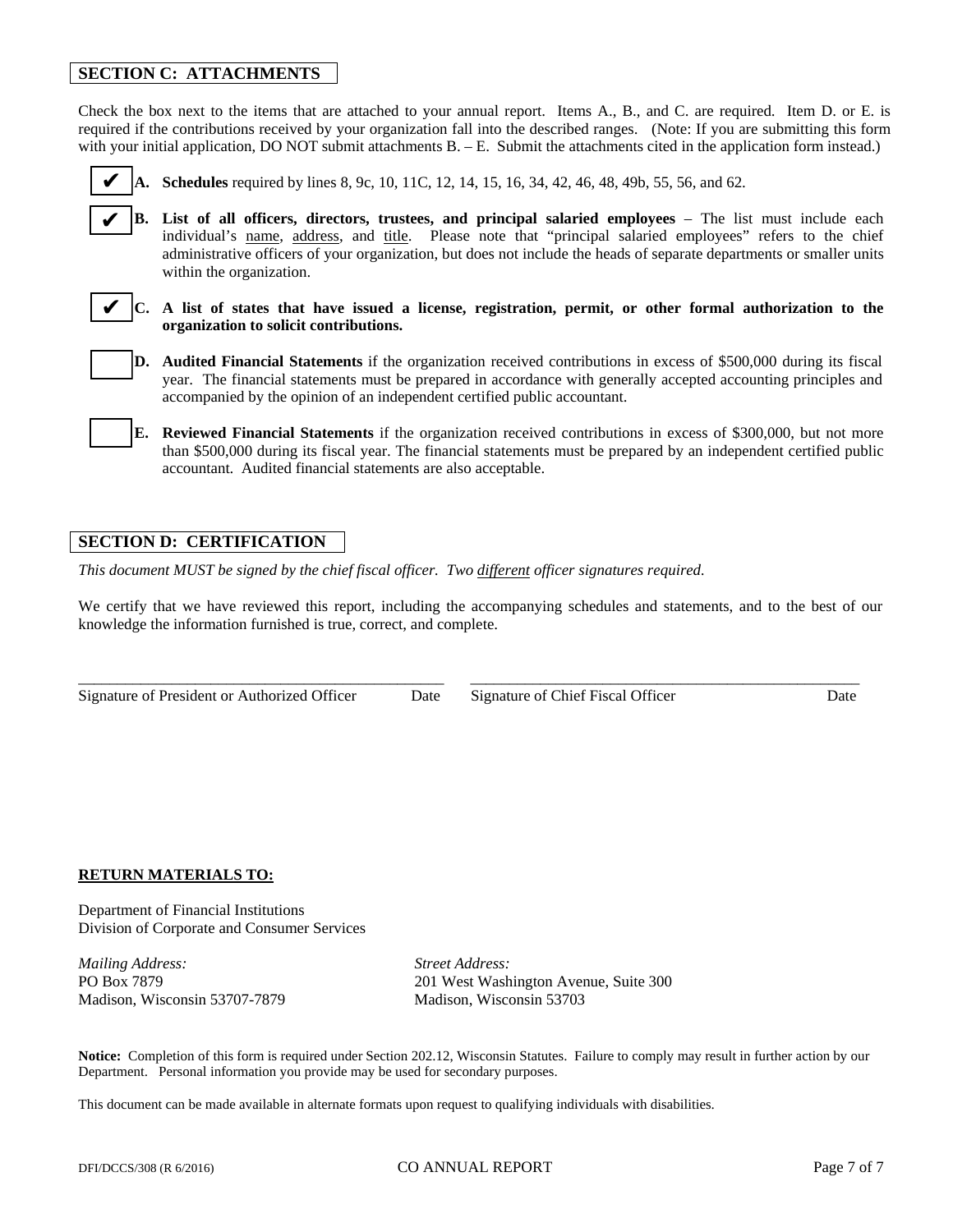## SECTION C: ATTACHMENTS

Check the box next to the items that are attached to your annual report. Items A., B., and C. are required. Item D. or E. is required if the contributions received by your organization fall into the described ranges. (Note: If you are submitting this form with your initial application, DO NOT submit attachments B. – E. Submit the attachments cited in the application form instead.)

- ✔ **A. Schedules** required by lines 8, 9c, 10, 11C, 12, 14, 15, 16, 34, 42, 46, 48, 49b, 55, 56, and 62.
- ✔ **B. List of all officers, directors, trustees, and principal salaried employees** – The list must include each individual's name, address, and title. Please note that "principal salaried employees" refers to the chief administrative officers of your organization, but does not include the heads of separate departments or smaller units within the organization.
- ✔ **C. A list of states that have issued a license, registration, permit, or other formal authorization to the organization to solicit contributions.**
- ☐ **D. Audited Financial Statements** if the organization received contributions in excess of $500,000 during its fiscal year. The financial statements must be prepared in accordance with generally accepted accounting principles and accompanied by the opinion of an independent certified public accountant.
- ☐ **E. Reviewed Financial Statements** if the organization received contributions in excess of $300,000, but not more than $500,000 during its fiscal year. The financial statements must be prepared by an independent certified public accountant. Audited financial statements are also acceptable.

## SECTION D: CERTIFICATION

*This document MUST be signed by the chief fiscal officer. Two different officer signatures required.*

We certify that we have reviewed this report, including the accompanying schedules and statements, and to the best of our knowledge the information furnished is true, correct, and complete.

_______________________________________________ ____________________________________________________

Signature of President or Authorized Officer Date Signature of Chief Fiscal Officer Date

**RETURN MATERIALS TO:**

Department of Financial Institutions
Division of Corporate and Consumer Services

*Mailing Address:*
PO Box 7879
Madison, Wisconsin 53707-7879

*Street Address:*
201 West Washington Avenue, Suite 300
Madison, Wisconsin 53703

**Notice:** Completion of this form is required under Section 202.12, Wisconsin Statutes. Failure to comply may result in further action by our Department. Personal information you provide may be used for secondary purposes.

This document can be made available in alternate formats upon request to qualifying individuals with disabilities.

DFI/DCCS/308 (R 6/2016) CO ANNUAL REPORT